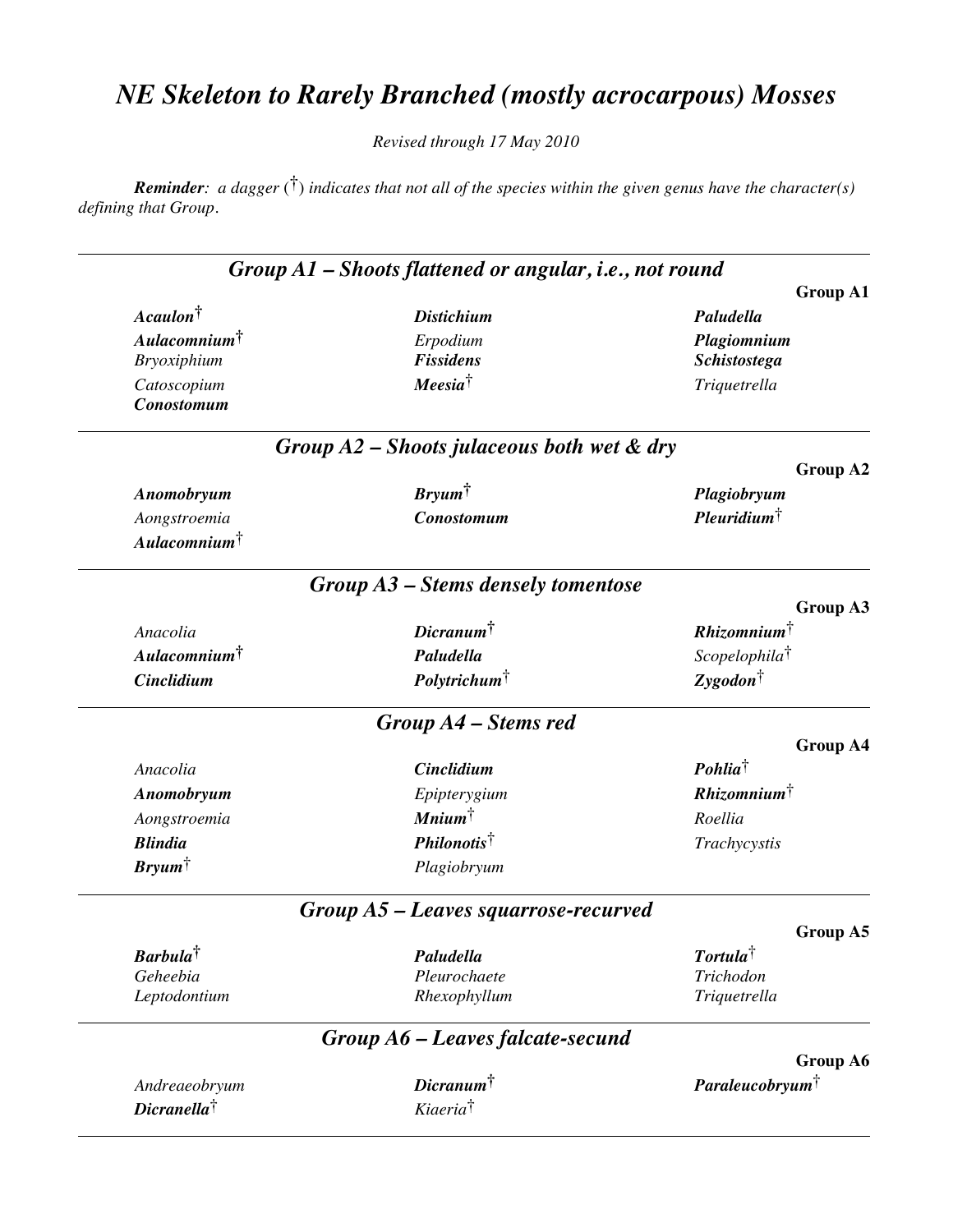# *NE Skeleton to Rarely Branched (mostly acrocarpous) Mosses*

*Revised through 17 May 2010*

***Reminder**: a dagger (†) indicates that not all of the species within the given genus have the character(s) defining that Group.*

## *Group A1 – Shoots flattened or angular, i.e., not round*

**Group A1**

***Acaulon*†**
***Aulacomnium*†**
*Bryoxiphium*
*Catoscopium*
***Conostomum***
***Distichium***
*Erpodium*
***Fissidens***
***Meesia*†**
***Paludella***
***Plagiomnium***
***Schistostega***
*Triquetrella*

## *Group A2 – Shoots julaceous both wet & dry*

**Group A2**

***Anomobryum***
*Aongstroemia*
***Aulacomnium*†**
***Bryum*†**
***Conostomum***
***Plagiobryum***
***Pleuridium*†**

## *Group A3 – Stems densely tomentose*

**Group A3**

*Anacolia*
***Aulacomnium*†**
***Cinclidium***
***Dicranum*†**
***Paludella***
***Polytrichum*†**
***Rhizomnium*†**
*Scopelophila*†
***Zygodon*†**

## *Group A4 – Stems red*

**Group A4**

*Anacolia*
***Anomobryum***
*Aongstroemia*
***Blindia***
***Bryum*†**
***Cinclidium***
*Epipterygium*
***Mnium*†**
***Philonotis*†**
*Plagiobryum*
***Pohlia*†**
***Rhizomnium*†**
*Roellia*
*Trachycystis*

## *Group A5 – Leaves squarrose-recurved*

**Group A5**

***Barbula*†**
*Geheebia*
*Leptodontium*
***Paludella***
*Pleurochaete*
*Rhexophyllum*
***Tortula*†**
*Trichodon*
*Triquetrella*

## *Group A6 – Leaves falcate-secund*

**Group A6**

*Andreaeobryum*
***Dicranella*†**
***Dicranum*†**
*Kiaeria*†
***Paraleucobryum*†**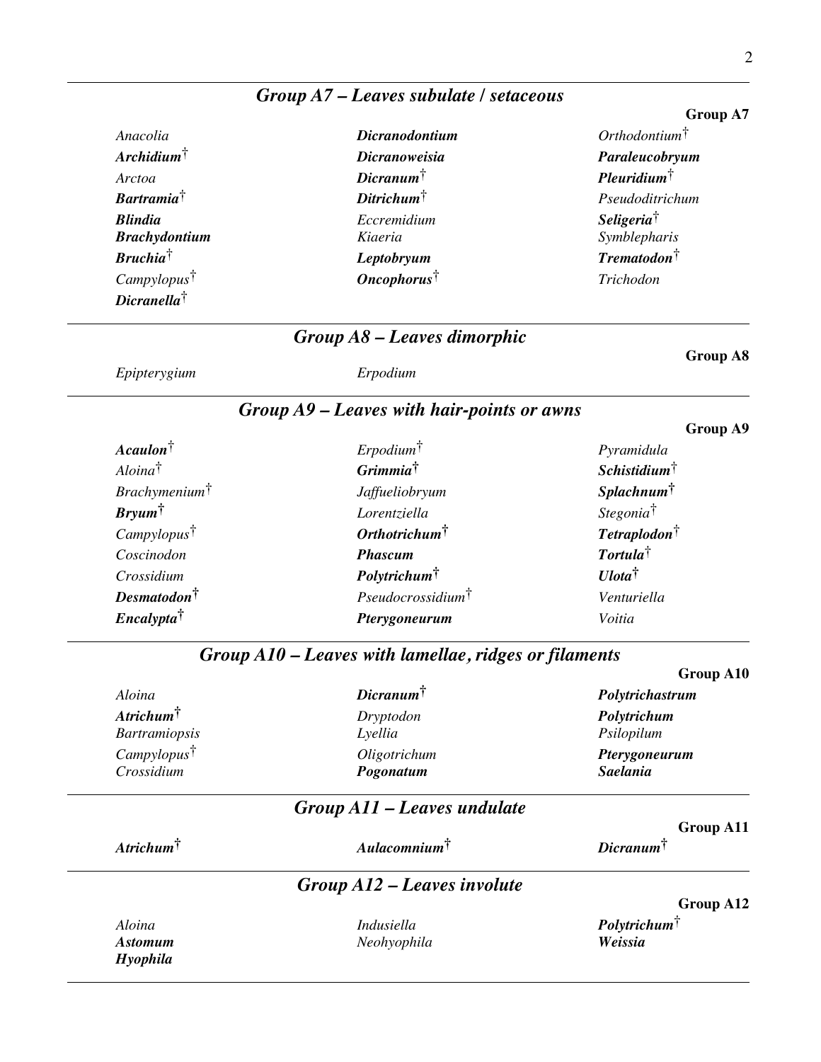## *Group A7 – Leaves subulate / setaceous*

**Group A7**

*Anacolia*
***Archidium***†
*Arctoa*
***Bartramia***†
***Blindia***
***Brachydontium***
***Bruchia***†
*Campylopus*†
***Dicranella***†
***Dicranodontium***
***Dicranoweisia***
***Dicranum***†
***Ditrichum***†
*Eccremidium*
*Kiaeria*
***Leptobryum***
***Oncophorus***†
*Orthodontium*†
***Paraleucobryum***
***Pleuridium***†
*Pseudoditrichum*
***Seligeria***†
*Symblepharis*
***Trematodon***†
*Trichodon*

## *Group A8 – Leaves dimorphic*

**Group A8**

*Epipterygium*
*Erpodium*

## *Group A9 – Leaves with hair-points or awns*

**Group A9**

***Acaulon***†
*Aloina*†
*Brachymenium*†
***Bryum***†
*Campylopus*†
*Coscinodon*
*Crossidium*
***Desmatodon***†
***Encalypta***†
*Erpodium*†
***Grimmia***†
*Jaffueliobryum*
*Lorentziella*
***Orthotrichum***†
***Phascum***
***Polytrichum***†
*Pseudocrossidium*†
***Pterygoneurum***
*Pyramidula*
***Schistidium***†
***Splachnum***†
*Stegonia*†
***Tetraplodon***†
***Tortula***†
***Ulota***†
*Venturiella*
*Voitia*

## *Group A10 – Leaves with lamellae, ridges or filaments*

**Group A10**

*Aloina*
***Atrichum***†
*Bartramiopsis*
*Campylopus*†
*Crossidium*
***Dicranum***†
*Dryptodon*
*Lyellia*
*Oligotrichum*
***Pogonatum***
***Polytrichastrum***
***Polytrichum***
*Psilopilum*
***Pterygoneurum***
***Saelania***

## *Group A11 – Leaves undulate*

**Group A11**

***Atrichum***†
***Aulacomnium***†
***Dicranum***†

## *Group A12 – Leaves involute*

**Group A12**

*Aloina*
***Astomum***
***Hyophila***
*Indusiella*
*Neohyophila*
***Polytrichum***†
***Weissia***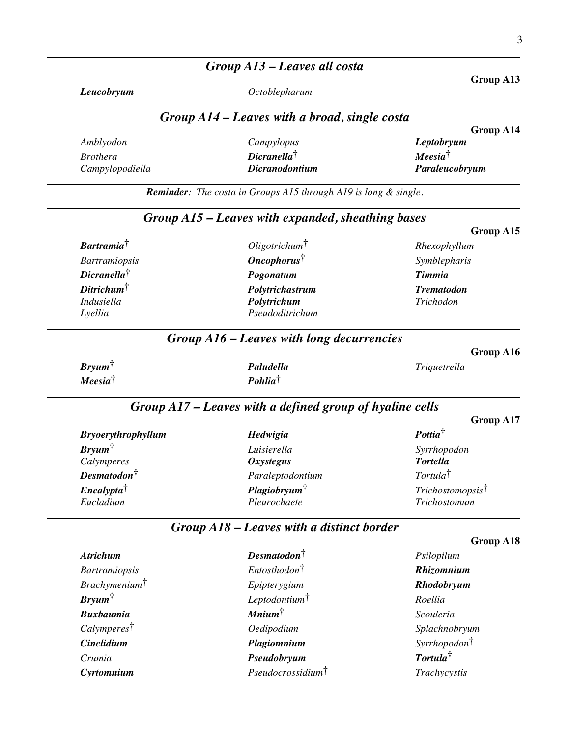## *Group A13 – Leaves all costa*

**Group A13**

***Leucobryum*** · *Octoblepharum*

## *Group A14 – Leaves with a broad, single costa*

**Group A14**

| | | |
|---|---|---|
| *Amblyodon* | *Campylopus* | ***Leptobryum*** |
| *Brothera* | ***Dicranella***† | ***Meesia***† |
| *Campylopodiella* | ***Dicranodontium*** | ***Paraleucobryum*** |

***Reminder****: The costa in Groups A15 through A19 is long & single.*

## *Group A15 – Leaves with expanded, sheathing bases*

**Group A15**

| | | |
|---|---|---|
| ***Bartramia***† | *Oligotrichum*† | *Rhexophyllum* |
| *Bartramiopsis* | ***Oncophorus***† | *Symblepharis* |
| ***Dicranella***† | ***Pogonatum*** | ***Timmia*** |
| ***Ditrichum***† | ***Polytrichastrum*** | ***Trematodon*** |
| *Indusiella* | ***Polytrichum*** | *Trichodon* |
| *Lyellia* | *Pseudoditrichum* | |

## *Group A16 – Leaves with long decurrencies*

**Group A16**

| | | |
|---|---|---|
| ***Bryum***† | ***Paludella*** | *Triquetrella* |
| ***Meesia***† | ***Pohlia***† | |

## *Group A17 – Leaves with a defined group of hyaline cells*

**Group A17**

| | | |
|---|---|---|
| ***Bryoerythrophyllum*** | ***Hedwigia*** | ***Pottia***† |
| ***Bryum***† | *Luisierella* | *Syrrhopodon* |
| *Calymperes* | ***Oxystegus*** | ***Tortella*** |
| ***Desmatodon***† | *Paraleptodontium* | *Tortula*† |
| ***Encalypta***† | ***Plagiobryum***† | *Trichostomopsis*† |
| *Eucladium* | *Pleurochaete* | *Trichostomum* |

## *Group A18 – Leaves with a distinct border*

**Group A18**

| | | |
|---|---|---|
| ***Atrichum*** | ***Desmatodon***† | *Psilopilum* |
| *Bartramiopsis* | *Entosthodon*† | ***Rhizomnium*** |
| *Brachymenium*† | *Epipterygium* | ***Rhodobryum*** |
| ***Bryum***† | *Leptodontium*† | *Roellia* |
| ***Buxbaumia*** | ***Mnium***† | *Scouleria* |
| *Calymperes*† | *Oedipodium* | *Splachnobryum* |
| ***Cinclidium*** | ***Plagiomnium*** | *Syrrhopodon*† |
| *Crumia* | ***Pseudobryum*** | ***Tortula***† |
| ***Cyrtomnium*** | *Pseudocrossidium*† | *Trachycystis* |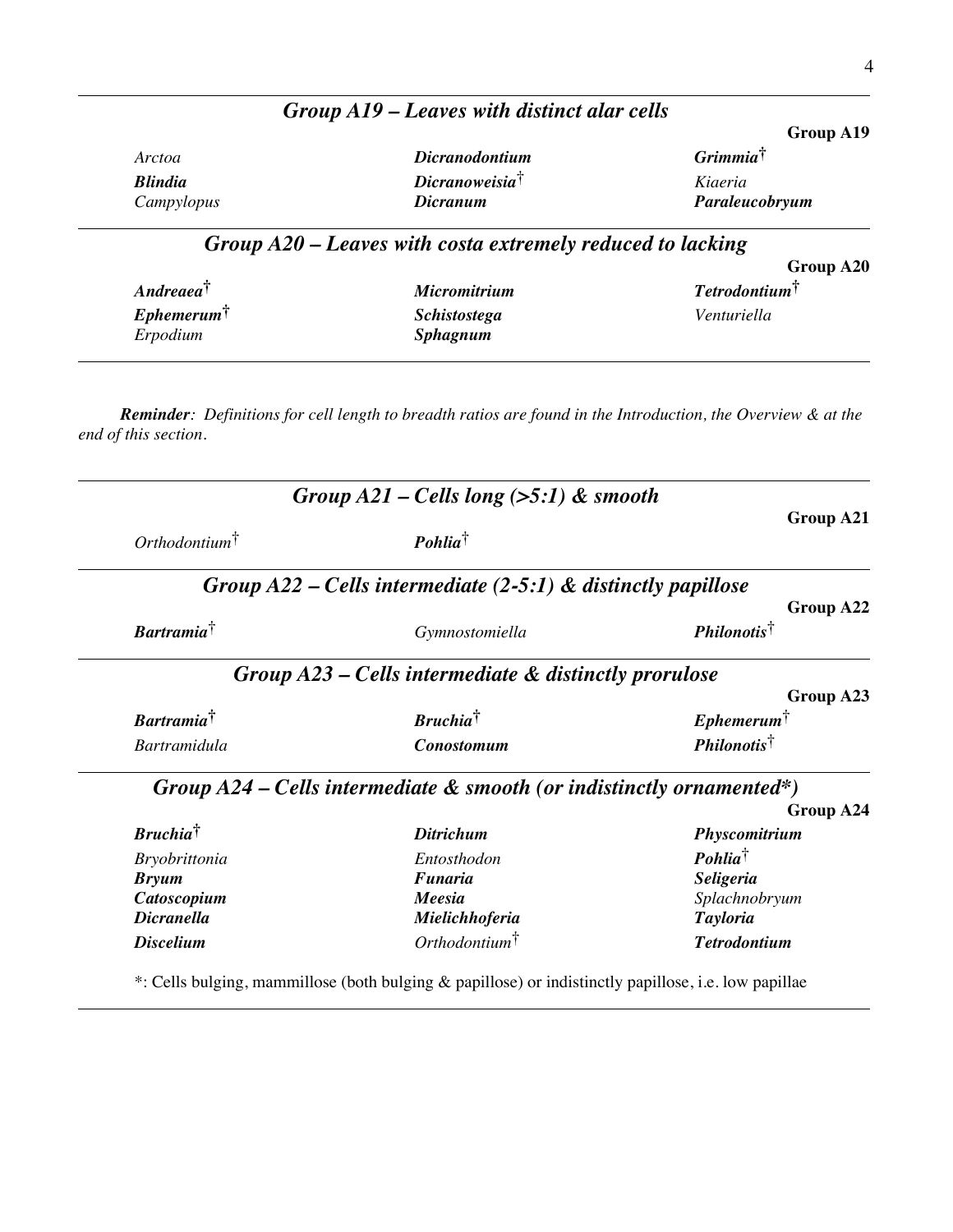## *Group A19 – Leaves with distinct alar cells*

**Group A19**

| | | |
|---|---|---|
| *Arctoa* | ***Dicranodontium*** | ***Grimmia***† |
| ***Blindia*** | ***Dicranoweisia***† | *Kiaeria* |
| *Campylopus* | ***Dicranum*** | ***Paraleucobryum*** |

## *Group A20 – Leaves with costa extremely reduced to lacking*

**Group A20**

| | | |
|---|---|---|
| ***Andreaea***† | ***Micromitrium*** | ***Tetrodontium***† |
| ***Ephemerum***† | ***Schistostega*** | *Venturiella* |
| *Erpodium* | ***Sphagnum*** | |

***Reminder**: Definitions for cell length to breadth ratios are found in the Introduction, the Overview & at the end of this section.*

## *Group A21 – Cells long (>5:1) & smooth*

**Group A21**

| | |
|---|---|
| *Orthodontium*† | ***Pohlia***† |

## *Group A22 – Cells intermediate (2-5:1) & distinctly papillose*

**Group A22**

| | | |
|---|---|---|
| ***Bartramia***† | *Gymnostomiella* | ***Philonotis***† |

## *Group A23 – Cells intermediate & distinctly prorulose*

**Group A23**

| | | |
|---|---|---|
| ***Bartramia***† | ***Bruchia***† | ***Ephemerum***† |
| *Bartramidula* | ***Conostomum*** | ***Philonotis***† |

## *Group A24 – Cells intermediate & smooth (or indistinctly ornamented*)*

**Group A24**

| | | |
|---|---|---|
| ***Bruchia***† | ***Ditrichum*** | ***Physcomitrium*** |
| *Bryobrittonia* | *Entosthodon* | ***Pohlia***† |
| ***Bryum*** | ***Funaria*** | ***Seligeria*** |
| ***Catoscopium*** | ***Meesia*** | *Splachnobryum* |
| ***Dicranella*** | ***Mielichhoferia*** | ***Tayloria*** |
| ***Discelium*** | *Orthodontium*† | ***Tetrodontium*** |

*: Cells bulging, mammillose (both bulging & papillose) or indistinctly papillose, i.e. low papillae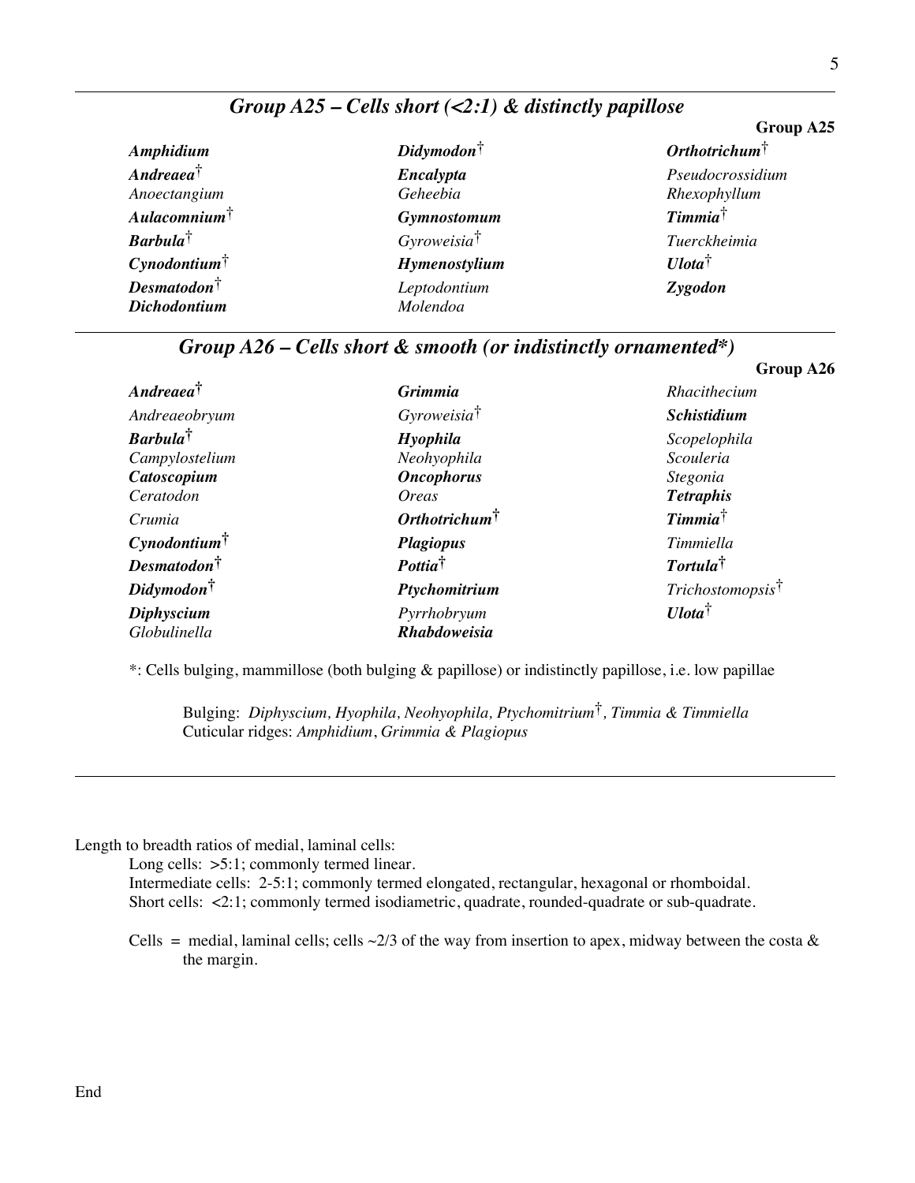## *Group A25 – Cells short (<2:1) & distinctly papillose*

**Group A25**

| | | |
|---|---|---|
| ***Amphidium*** | ***Didymodon*** † | ***Orthotrichum*** † |
| ***Andreaea*** † | ***Encalypta*** | *Pseudocrossidium* |
| *Anoectangium* | *Geheebia* | *Rhexophyllum* |
| ***Aulacomnium*** † | ***Gymnostomum*** | ***Timmia*** † |
| ***Barbula*** † | *Gyroweisia* † | *Tuerckheimia* |
| ***Cynodontium*** † | ***Hymenostylium*** | ***Ulota*** † |
| ***Desmatodon*** † | *Leptodontium* | ***Zygodon*** |
| ***Dichodontium*** | *Molendoa* | |

## *Group A26 – Cells short & smooth (or indistinctly ornamented*)*

**Group A26**

| | | |
|---|---|---|
| ***Andreaea*** † | ***Grimmia*** | *Rhacithecium* |
| *Andreaeobryum* | *Gyroweisia* † | ***Schistidium*** |
| ***Barbula*** † | ***Hyophila*** | *Scopelophila* |
| *Campylostelium* | *Neohyophila* | *Scouleria* |
| ***Catoscopium*** | ***Oncophorus*** | *Stegonia* |
| *Ceratodon* | *Oreas* | ***Tetraphis*** |
| *Crumia* | ***Orthotrichum*** † | ***Timmia*** † |
| ***Cynodontium*** † | ***Plagiopus*** | *Timmiella* |
| ***Desmatodon*** † | ***Pottia*** † | ***Tortula*** † |
| ***Didymodon*** † | ***Ptychomitrium*** | *Trichostomopsis* † |
| ***Diphyscium*** | *Pyrrhobryum* | ***Ulota*** † |
| *Globulinella* | ***Rhabdoweisia*** | |

*: Cells bulging, mammillose (both bulging & papillose) or indistinctly papillose, i.e. low papillae

Bulging: *Diphyscium, Hyophila, Neohyophila, Ptychomitrium*†*, Timmia & Timmiella*
Cuticular ridges: *Amphidium*, *Grimmia & Plagiopus*

---

Length to breadth ratios of medial, laminal cells:

- Long cells: >5:1; commonly termed linear.
- Intermediate cells: 2-5:1; commonly termed elongated, rectangular, hexagonal or rhomboidal.
- Short cells: <2:1; commonly termed isodiametric, quadrate, rounded-quadrate or sub-quadrate.

Cells = medial, laminal cells; cells ~2/3 of the way from insertion to apex, midway between the costa & the margin.

End